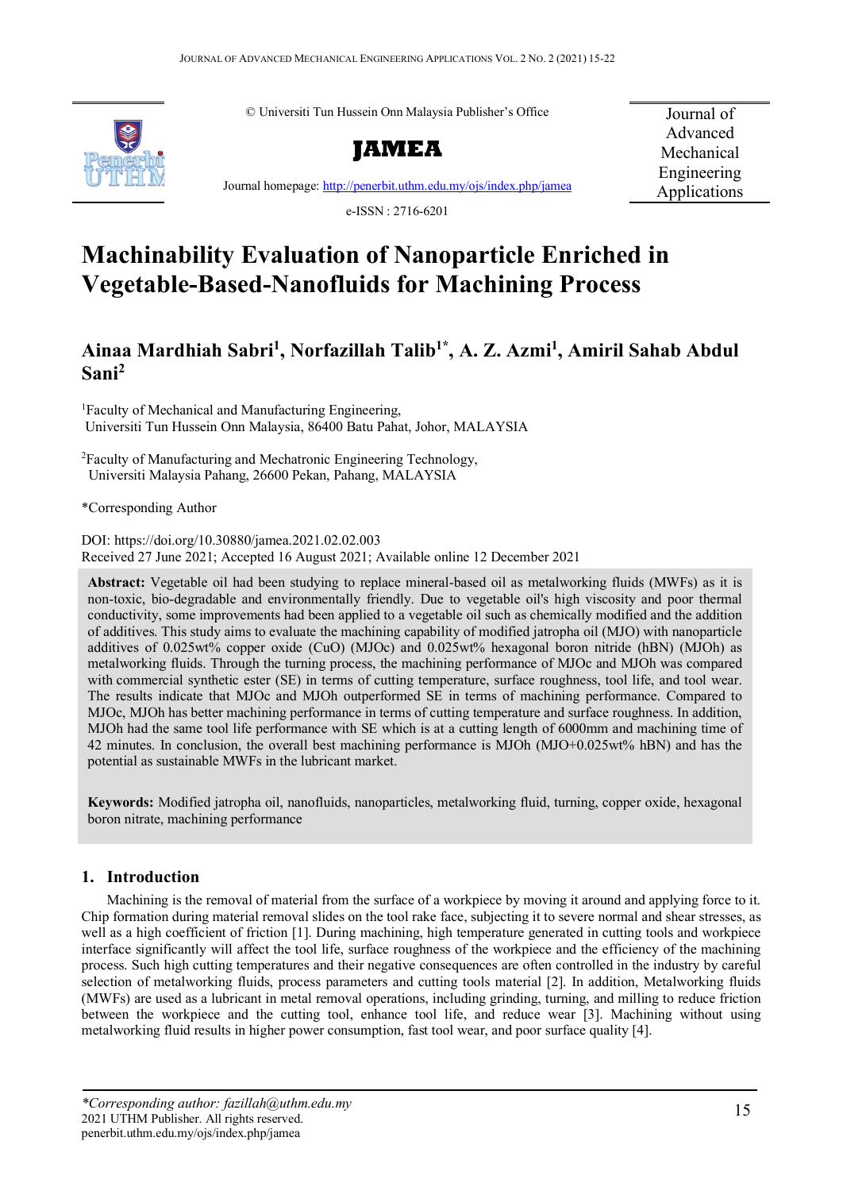© Universiti Tun Hussein Onn Malaysia Publisher's Office

**JAMEA**

Journal homepage: http://penerbit.uthm.edu.my/ojs/index.php/jamea

e-ISSN : 2716-6201

Journal of Advanced Mechanical Engineering Applications

# Machinability Evaluation of Nanoparticle Enriched in Vegetable-Based-Nanofluids for Machining Process

**Ainaa Mardhiah Sabri[1], Norfazillah Talib[1*], A. Z. Azmi[1], Amiril Sahab Abdul Sani[2]**

[1]Faculty of Mechanical and Manufacturing Engineering, Universiti Tun Hussein Onn Malaysia, 86400 Batu Pahat, Johor, MALAYSIA

[2]Faculty of Manufacturing and Mechatronic Engineering Technology, Universiti Malaysia Pahang, 26600 Pekan, Pahang, MALAYSIA

*Corresponding Author

DOI: https://doi.org/10.30880/jamea.2021.02.02.003

Received 27 June 2021; Accepted 16 August 2021; Available online 12 December 2021

**Abstract:** Vegetable oil had been studying to replace mineral-based oil as metalworking fluids (MWFs) as it is non-toxic, bio-degradable and environmentally friendly. Due to vegetable oil's high viscosity and poor thermal conductivity, some improvements had been applied to a vegetable oil such as chemically modified and the addition of additives. This study aims to evaluate the machining capability of modified jatropha oil (MJO) with nanoparticle additives of 0.025wt% copper oxide (CuO) (MJOc) and 0.025wt% hexagonal boron nitride (hBN) (MJOh) as metalworking fluids. Through the turning process, the machining performance of MJOc and MJOh was compared with commercial synthetic ester (SE) in terms of cutting temperature, surface roughness, tool life, and tool wear. The results indicate that MJOc and MJOh outperformed SE in terms of machining performance. Compared to MJOc, MJOh has better machining performance in terms of cutting temperature and surface roughness. In addition, MJOh had the same tool life performance with SE which is at a cutting length of 6000mm and machining time of 42 minutes. In conclusion, the overall best machining performance is MJOh (MJO+0.025wt% hBN) and has the potential as sustainable MWFs in the lubricant market.

**Keywords:** Modified jatropha oil, nanofluids, nanoparticles, metalworking fluid, turning, copper oxide, hexagonal boron nitrate, machining performance

## 1. Introduction

Machining is the removal of material from the surface of a workpiece by moving it around and applying force to it. Chip formation during material removal slides on the tool rake face, subjecting it to severe normal and shear stresses, as well as a high coefficient of friction [1]. During machining, high temperature generated in cutting tools and workpiece interface significantly will affect the tool life, surface roughness of the workpiece and the efficiency of the machining process. Such high cutting temperatures and their negative consequences are often controlled in the industry by careful selection of metalworking fluids, process parameters and cutting tools material [2]. In addition, Metalworking fluids (MWFs) are used as a lubricant in metal removal operations, including grinding, turning, and milling to reduce friction between the workpiece and the cutting tool, enhance tool life, and reduce wear [3]. Machining without using metalworking fluid results in higher power consumption, fast tool wear, and poor surface quality [4].

*Corresponding author: fazillah@uthm.edu.my
2021 UTHM Publisher. All rights reserved.
penerbit.uthm.edu.my/ojs/index.php/jamea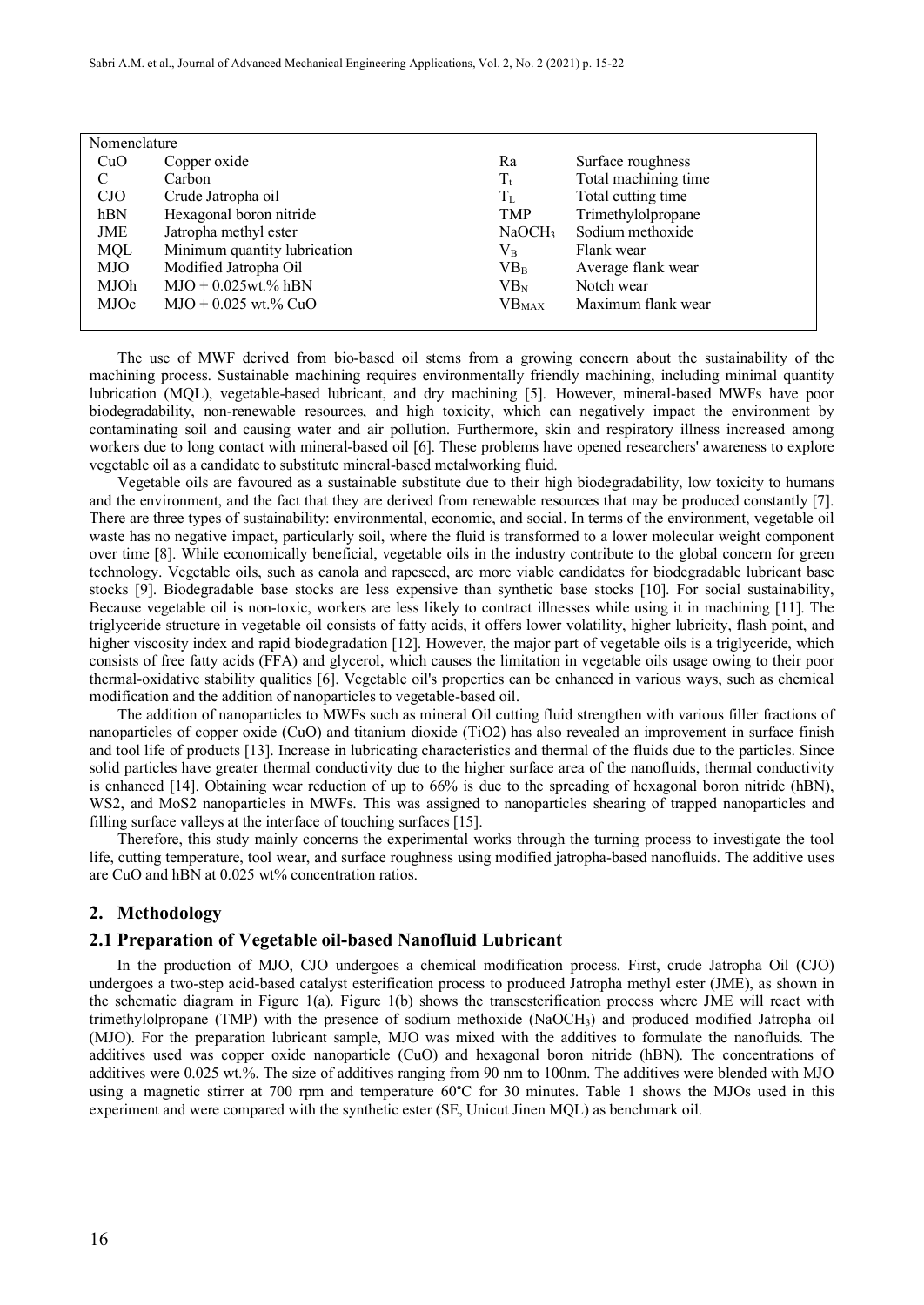| Nomenclature | | | |
|---|---|---|---|
| CuO | Copper oxide | Ra | Surface roughness |
| C | Carbon | $T_t$ | Total machining time |
| CJO | Crude Jatropha oil | $T_L$ | Total cutting time |
| hBN | Hexagonal boron nitride | TMP | Trimethylolpropane |
| JME | Jatropha methyl ester | $NaOCH_3$ | Sodium methoxide |
| MQL | Minimum quantity lubrication | $V_B$ | Flank wear |
| MJO | Modified Jatropha Oil | $VB_B$ | Average flank wear |
| MJOh | MJO + 0.025wt.% hBN | $VB_N$ | Notch wear |
| MJOc | MJO + 0.025 wt.% CuO | $VB_{MAX}$ | Maximum flank wear |

The use of MWF derived from bio-based oil stems from a growing concern about the sustainability of the machining process. Sustainable machining requires environmentally friendly machining, including minimal quantity lubrication (MQL), vegetable-based lubricant, and dry machining [5]. However, mineral-based MWFs have poor biodegradability, non-renewable resources, and high toxicity, which can negatively impact the environment by contaminating soil and causing water and air pollution. Furthermore, skin and respiratory illness increased among workers due to long contact with mineral-based oil [6]. These problems have opened researchers' awareness to explore vegetable oil as a candidate to substitute mineral-based metalworking fluid.

Vegetable oils are favoured as a sustainable substitute due to their high biodegradability, low toxicity to humans and the environment, and the fact that they are derived from renewable resources that may be produced constantly [7]. There are three types of sustainability: environmental, economic, and social. In terms of the environment, vegetable oil waste has no negative impact, particularly soil, where the fluid is transformed to a lower molecular weight component over time [8]. While economically beneficial, vegetable oils in the industry contribute to the global concern for green technology. Vegetable oils, such as canola and rapeseed, are more viable candidates for biodegradable lubricant base stocks [9]. Biodegradable base stocks are less expensive than synthetic base stocks [10]. For social sustainability, Because vegetable oil is non-toxic, workers are less likely to contract illnesses while using it in machining [11]. The triglyceride structure in vegetable oil consists of fatty acids, it offers lower volatility, higher lubricity, flash point, and higher viscosity index and rapid biodegradation [12]. However, the major part of vegetable oils is a triglyceride, which consists of free fatty acids (FFA) and glycerol, which causes the limitation in vegetable oils usage owing to their poor thermal-oxidative stability qualities [6]. Vegetable oil's properties can be enhanced in various ways, such as chemical modification and the addition of nanoparticles to vegetable-based oil.

The addition of nanoparticles to MWFs such as mineral Oil cutting fluid strengthen with various filler fractions of nanoparticles of copper oxide (CuO) and titanium dioxide (TiO2) has also revealed an improvement in surface finish and tool life of products [13]. Increase in lubricating characteristics and thermal of the fluids due to the particles. Since solid particles have greater thermal conductivity due to the higher surface area of the nanofluids, thermal conductivity is enhanced [14]. Obtaining wear reduction of up to 66% is due to the spreading of hexagonal boron nitride (hBN), WS2, and MoS2 nanoparticles in MWFs. This was assigned to nanoparticles shearing of trapped nanoparticles and filling surface valleys at the interface of touching surfaces [15].

Therefore, this study mainly concerns the experimental works through the turning process to investigate the tool life, cutting temperature, tool wear, and surface roughness using modified jatropha-based nanofluids. The additive uses are CuO and hBN at 0.025 wt% concentration ratios.

## 2. Methodology

### 2.1 Preparation of Vegetable oil-based Nanofluid Lubricant

In the production of MJO, CJO undergoes a chemical modification process. First, crude Jatropha Oil (CJO) undergoes a two-step acid-based catalyst esterification process to produced Jatropha methyl ester (JME), as shown in the schematic diagram in Figure 1(a). Figure 1(b) shows the transesterification process where JME will react with trimethylolpropane (TMP) with the presence of sodium methoxide ($NaOCH_3$) and produced modified Jatropha oil (MJO). For the preparation lubricant sample, MJO was mixed with the additives to formulate the nanofluids. The additives used was copper oxide nanoparticle (CuO) and hexagonal boron nitride (hBN). The concentrations of additives were 0.025 wt.%. The size of additives ranging from 90 nm to 100nm. The additives were blended with MJO using a magnetic stirrer at 700 rpm and temperature 60°C for 30 minutes. Table 1 shows the MJOs used in this experiment and were compared with the synthetic ester (SE, Unicut Jinen MQL) as benchmark oil.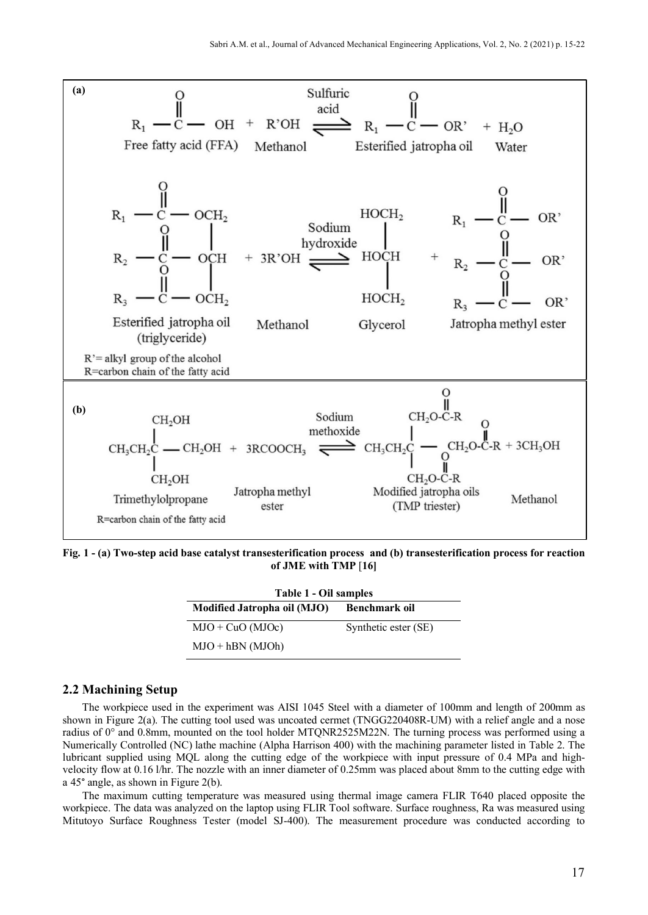**(a)**

$$R_1 - \overset{O}{\overset{\|}{C}} - OH + R'OH \xrightleftharpoons{\text{Sulfuric acid}} R_1 - \overset{O}{\overset{\|}{C}} - OR' + H_2O$$

Free fatty acid (FFA) Methanol Esterified jatropha oil Water

Esterified jatropha oil (triglyceride) + 3R'OH (Methanol) ⇌ (Sodium hydroxide) Glycerol + Jatropha methyl ester

R'= alkyl group of the alcohol
R=carbon chain of the fatty acid

**(b)**

Trimethylolpropane + $3RCOOCH_3$ (Jatropha methyl ester) ⇌ (Sodium methoxide) Modified jatropha oils (TMP triester) + $3CH_3OH$ (Methanol)

R=carbon chain of the fatty acid

**Fig. 1 - (a) Two-step acid base catalyst transesterification process and (b) transesterification process for reaction of JME with TMP [16]**

**Table 1 - Oil samples**

| Modified Jatropha oil (MJO) | Benchmark oil |
|---|---|
| MJO + CuO (MJOc) | Synthetic ester (SE) |
| MJO + hBN (MJOh) | |

## 2.2 Machining Setup

The workpiece used in the experiment was AISI 1045 Steel with a diameter of 100mm and length of 200mm as shown in Figure 2(a). The cutting tool used was uncoated cermet (TNGG220408R-UM) with a relief angle and a nose radius of 0° and 0.8mm, mounted on the tool holder MTQNR2525M22N. The turning process was performed using a Numerically Controlled (NC) lathe machine (Alpha Harrison 400) with the machining parameter listed in Table 2. The lubricant supplied using MQL along the cutting edge of the workpiece with input pressure of 0.4 MPa and high-velocity flow at 0.16 l/hr. The nozzle with an inner diameter of 0.25mm was placed about 8mm to the cutting edge with a 45° angle, as shown in Figure 2(b).

The maximum cutting temperature was measured using thermal image camera FLIR T640 placed opposite the workpiece. The data was analyzed on the laptop using FLIR Tool software. Surface roughness, Ra was measured using Mitutoyo Surface Roughness Tester (model SJ-400). The measurement procedure was conducted according to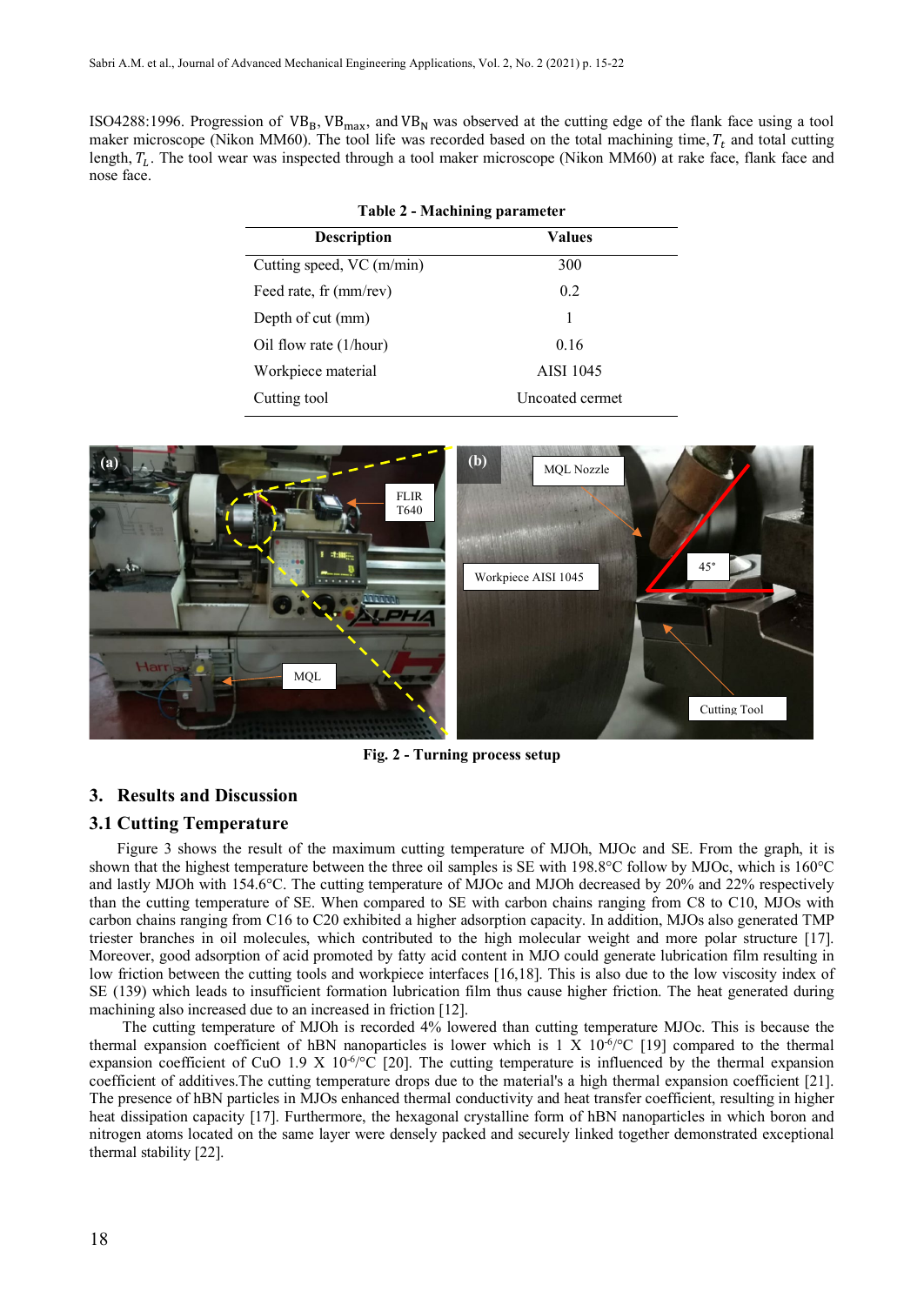ISO4288:1996. Progression of $VB_B$, $VB_{max}$, and $VB_N$ was observed at the cutting edge of the flank face using a tool maker microscope (Nikon MM60). The tool life was recorded based on the total machining time, $T_t$ and total cutting length, $T_L$. The tool wear was inspected through a tool maker microscope (Nikon MM60) at rake face, flank face and nose face.

**Table 2 - Machining parameter**

| Description | Values |
|---|---|
| Cutting speed, VC (m/min) | 300 |
| Feed rate, fr (mm/rev) | 0.2 |
| Depth of cut (mm) | 1 |
| Oil flow rate (l/hour) | 0.16 |
| Workpiece material | AISI 1045 |
| Cutting tool | Uncoated cermet |

**Fig. 2 - Turning process setup**

## 3. Results and Discussion

### 3.1 Cutting Temperature

Figure 3 shows the result of the maximum cutting temperature of MJOh, MJOc and SE. From the graph, it is shown that the highest temperature between the three oil samples is SE with 198.8°C follow by MJOc, which is 160°C and lastly MJOh with 154.6°C. The cutting temperature of MJOc and MJOh decreased by 20% and 22% respectively than the cutting temperature of SE. When compared to SE with carbon chains ranging from C8 to C10, MJOs with carbon chains ranging from C16 to C20 exhibited a higher adsorption capacity. In addition, MJOs also generated TMP triester branches in oil molecules, which contributed to the high molecular weight and more polar structure [17]. Moreover, good adsorption of acid promoted by fatty acid content in MJO could generate lubrication film resulting in low friction between the cutting tools and workpiece interfaces [16,18]. This is also due to the low viscosity index of SE (139) which leads to insufficient formation lubrication film thus cause higher friction. The heat generated during machining also increased due to an increased in friction [12].

The cutting temperature of MJOh is recorded 4% lowered than cutting temperature MJOc. This is because the thermal expansion coefficient of hBN nanoparticles is lower which is 1 X $10^{-6}$/°C [19] compared to the thermal expansion coefficient of CuO 1.9 X $10^{-6}$/°C [20]. The cutting temperature is influenced by the thermal expansion coefficient of additives.The cutting temperature drops due to the material's a high thermal expansion coefficient [21]. The presence of hBN particles in MJOs enhanced thermal conductivity and heat transfer coefficient, resulting in higher heat dissipation capacity [17]. Furthermore, the hexagonal crystalline form of hBN nanoparticles in which boron and nitrogen atoms located on the same layer were densely packed and securely linked together demonstrated exceptional thermal stability [22].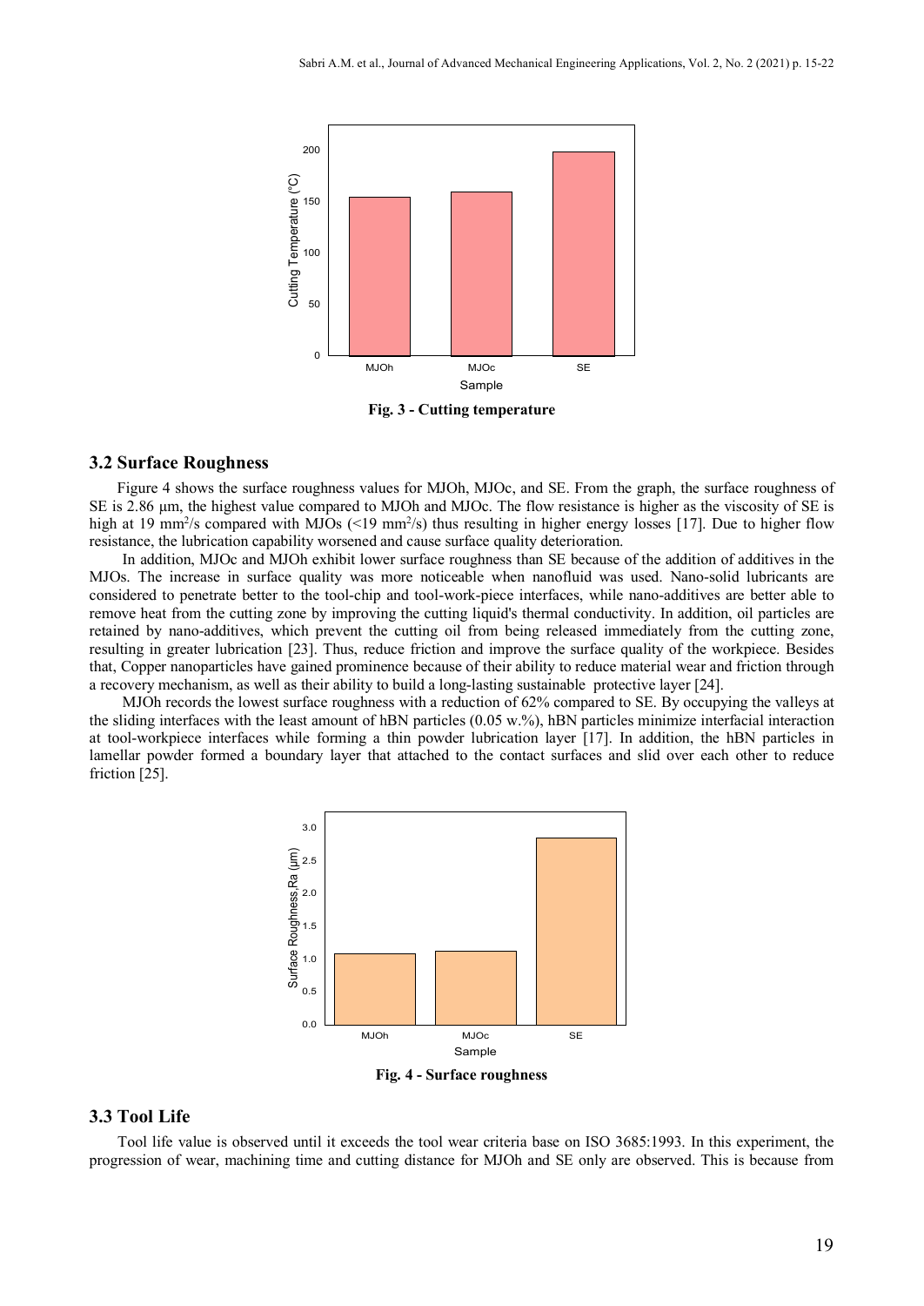**Fig. 3 - Cutting temperature**

### 3.2 Surface Roughness

Figure 4 shows the surface roughness values for MJOh, MJOc, and SE. From the graph, the surface roughness of SE is 2.86 µm, the highest value compared to MJOh and MJOc. The flow resistance is higher as the viscosity of SE is high at 19 $mm^2/s$ compared with MJOs (<19 $mm^2/s$) thus resulting in higher energy losses [17]. Due to higher flow resistance, the lubrication capability worsened and cause surface quality deterioration.

In addition, MJOc and MJOh exhibit lower surface roughness than SE because of the addition of additives in the MJOs. The increase in surface quality was more noticeable when nanofluid was used. Nano-solid lubricants are considered to penetrate better to the tool-chip and tool-work-piece interfaces, while nano-additives are better able to remove heat from the cutting zone by improving the cutting liquid's thermal conductivity. In addition, oil particles are retained by nano-additives, which prevent the cutting oil from being released immediately from the cutting zone, resulting in greater lubrication [23]. Thus, reduce friction and improve the surface quality of the workpiece. Besides that, Copper nanoparticles have gained prominence because of their ability to reduce material wear and friction through a recovery mechanism, as well as their ability to build a long-lasting sustainable protective layer [24].

MJOh records the lowest surface roughness with a reduction of 62% compared to SE. By occupying the valleys at the sliding interfaces with the least amount of hBN particles (0.05 w.%), hBN particles minimize interfacial interaction at tool-workpiece interfaces while forming a thin powder lubrication layer [17]. In addition, the hBN particles in lamellar powder formed a boundary layer that attached to the contact surfaces and slid over each other to reduce friction [25].

**Fig. 4 - Surface roughness**

### 3.3 Tool Life

Tool life value is observed until it exceeds the tool wear criteria base on ISO 3685:1993. In this experiment, the progression of wear, machining time and cutting distance for MJOh and SE only are observed. This is because from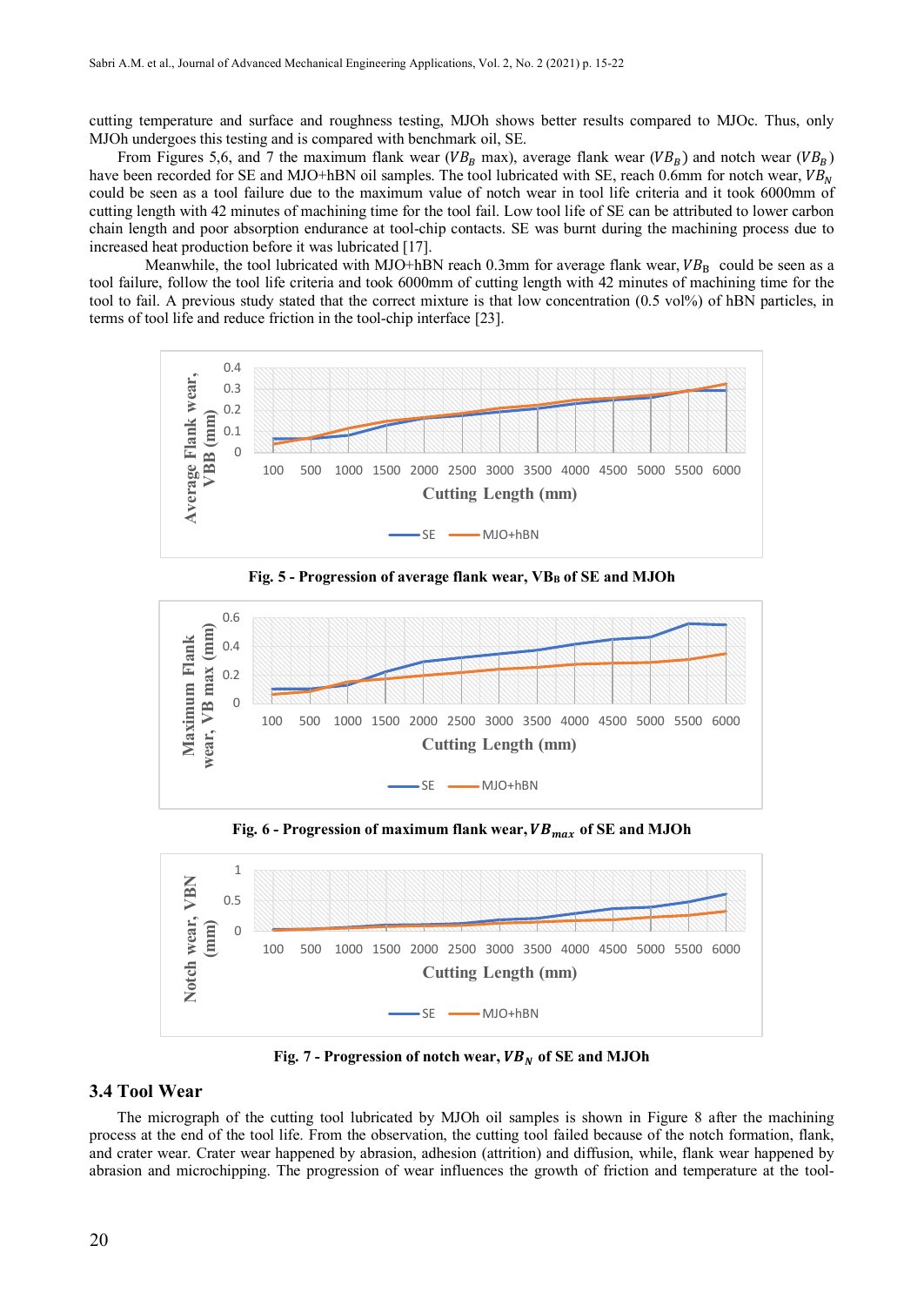cutting temperature and surface and roughness testing, MJOh shows better results compared to MJOc. Thus, only MJOh undergoes this testing and is compared with benchmark oil, SE.

From Figures 5,6, and 7 the maximum flank wear ($VB_B$ max), average flank wear ($VB_B$) and notch wear ($VB_B$) have been recorded for SE and MJO+hBN oil samples. The tool lubricated with SE, reach 0.6mm for notch wear, $VB_N$ could be seen as a tool failure due to the maximum value of notch wear in tool life criteria and it took 6000mm of cutting length with 42 minutes of machining time for the tool fail. Low tool life of SE can be attributed to lower carbon chain length and poor absorption endurance at tool-chip contacts. SE was burnt during the machining process due to increased heat production before it was lubricated [17].

Meanwhile, the tool lubricated with MJO+hBN reach 0.3mm for average flank wear, $VB_B$ could be seen as a tool failure, follow the tool life criteria and took 6000mm of cutting length with 42 minutes of machining time for the tool to fail. A previous study stated that the correct mixture is that low concentration (0.5 vol%) of hBN particles, in terms of tool life and reduce friction in the tool-chip interface [23].

**Fig. 5 - Progression of average flank wear, $VB_B$ of SE and MJOh**

**Fig. 6 - Progression of maximum flank wear, $VB_{max}$ of SE and MJOh**

**Fig. 7 - Progression of notch wear, $VB_N$ of SE and MJOh**

### 3.4 Tool Wear

The micrograph of the cutting tool lubricated by MJOh oil samples is shown in Figure 8 after the machining process at the end of the tool life. From the observation, the cutting tool failed because of the notch formation, flank, and crater wear. Crater wear happened by abrasion, adhesion (attrition) and diffusion, while, flank wear happened by abrasion and microchipping. The progression of wear influences the growth of friction and temperature at the tool-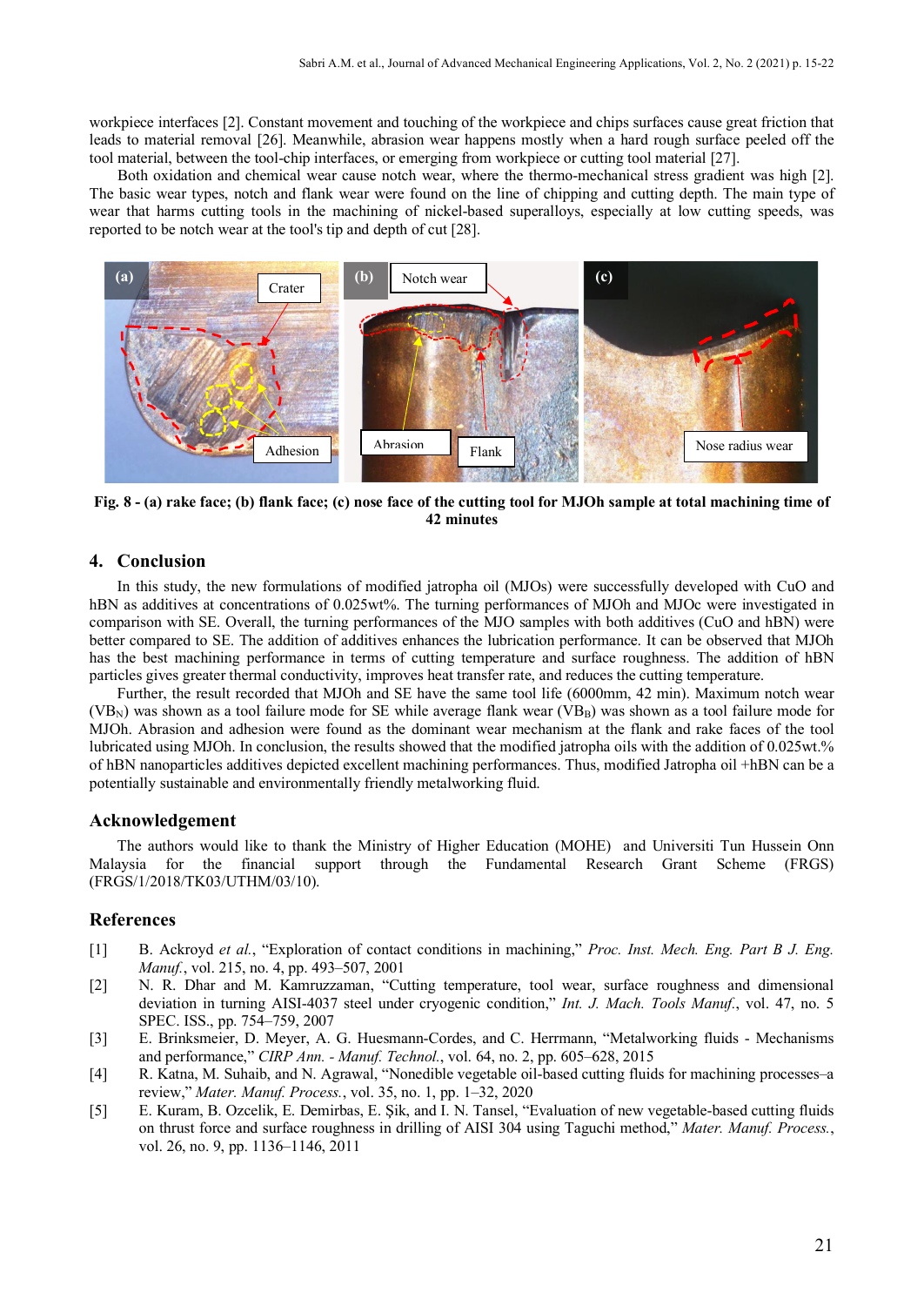workpiece interfaces [2]. Constant movement and touching of the workpiece and chips surfaces cause great friction that leads to material removal [26]. Meanwhile, abrasion wear happens mostly when a hard rough surface peeled off the tool material, between the tool-chip interfaces, or emerging from workpiece or cutting tool material [27].

Both oxidation and chemical wear cause notch wear, where the thermo-mechanical stress gradient was high [2]. The basic wear types, notch and flank wear were found on the line of chipping and cutting depth. The main type of wear that harms cutting tools in the machining of nickel-based superalloys, especially at low cutting speeds, was reported to be notch wear at the tool's tip and depth of cut [28].

**Fig. 8 - (a) rake face; (b) flank face; (c) nose face of the cutting tool for MJOh sample at total machining time of 42 minutes**

## 4. Conclusion

In this study, the new formulations of modified jatropha oil (MJOs) were successfully developed with CuO and hBN as additives at concentrations of 0.025wt%. The turning performances of MJOh and MJOc were investigated in comparison with SE. Overall, the turning performances of the MJO samples with both additives (CuO and hBN) were better compared to SE. The addition of additives enhances the lubrication performance. It can be observed that MJOh has the best machining performance in terms of cutting temperature and surface roughness. The addition of hBN particles gives greater thermal conductivity, improves heat transfer rate, and reduces the cutting temperature.

Further, the result recorded that MJOh and SE have the same tool life (6000mm, 42 min). Maximum notch wear ($VB_N$) was shown as a tool failure mode for SE while average flank wear ($VB_B$) was shown as a tool failure mode for MJOh. Abrasion and adhesion were found as the dominant wear mechanism at the flank and rake faces of the tool lubricated using MJOh. In conclusion, the results showed that the modified jatropha oils with the addition of 0.025wt.% of hBN nanoparticles additives depicted excellent machining performances. Thus, modified Jatropha oil +hBN can be a potentially sustainable and environmentally friendly metalworking fluid.

## Acknowledgement

The authors would like to thank the Ministry of Higher Education (MOHE) and Universiti Tun Hussein Onn Malaysia for the financial support through the Fundamental Research Grant Scheme (FRGS) (FRGS/1/2018/TK03/UTHM/03/10).

## References

[1] B. Ackroyd *et al.*, "Exploration of contact conditions in machining," *Proc. Inst. Mech. Eng. Part B J. Eng. Manuf.*, vol. 215, no. 4, pp. 493–507, 2001

[2] N. R. Dhar and M. Kamruzzaman, "Cutting temperature, tool wear, surface roughness and dimensional deviation in turning AISI-4037 steel under cryogenic condition," *Int. J. Mach. Tools Manuf.*, vol. 47, no. 5 SPEC. ISS., pp. 754–759, 2007

[3] E. Brinksmeier, D. Meyer, A. G. Huesmann-Cordes, and C. Herrmann, "Metalworking fluids - Mechanisms and performance," *CIRP Ann. - Manuf. Technol.*, vol. 64, no. 2, pp. 605–628, 2015

[4] R. Katna, M. Suhaib, and N. Agrawal, "Nonedible vegetable oil-based cutting fluids for machining processes–a review," *Mater. Manuf. Process.*, vol. 35, no. 1, pp. 1–32, 2020

[5] E. Kuram, B. Ozcelik, E. Demirbas, E. Şik, and I. N. Tansel, "Evaluation of new vegetable-based cutting fluids on thrust force and surface roughness in drilling of AISI 304 using Taguchi method," *Mater. Manuf. Process.*, vol. 26, no. 9, pp. 1136–1146, 2011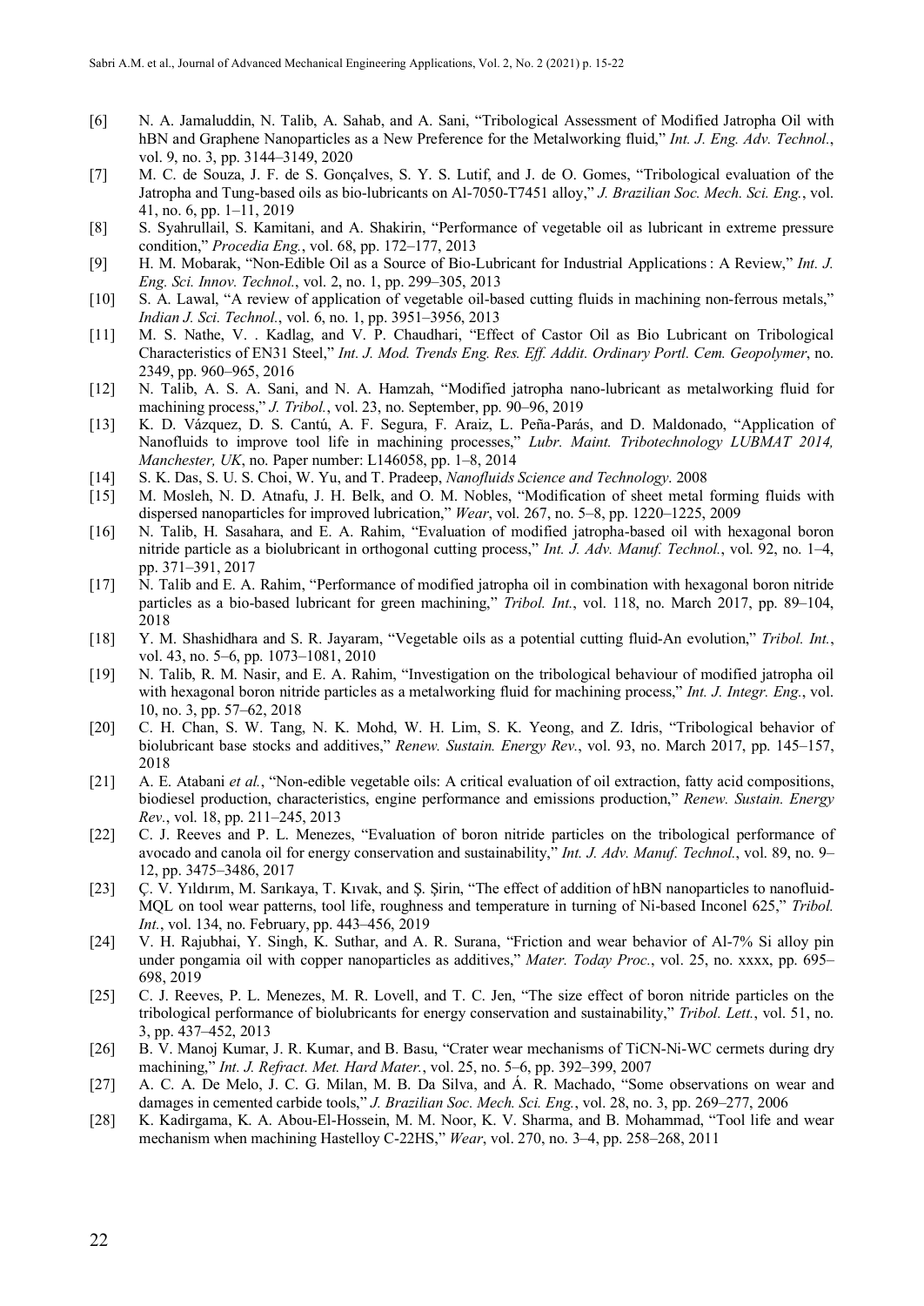[6] N. A. Jamaluddin, N. Talib, A. Sahab, and A. Sani, "Tribological Assessment of Modified Jatropha Oil with hBN and Graphene Nanoparticles as a New Preference for the Metalworking fluid," *Int. J. Eng. Adv. Technol.*, vol. 9, no. 3, pp. 3144–3149, 2020

[7] M. C. de Souza, J. F. de S. Gonçalves, S. Y. S. Lutif, and J. de O. Gomes, "Tribological evaluation of the Jatropha and Tung-based oils as bio-lubricants on Al-7050-T7451 alloy," *J. Brazilian Soc. Mech. Sci. Eng.*, vol. 41, no. 6, pp. 1–11, 2019

[8] S. Syahrullail, S. Kamitani, and A. Shakirin, "Performance of vegetable oil as lubricant in extreme pressure condition," *Procedia Eng.*, vol. 68, pp. 172–177, 2013

[9] H. M. Mobarak, "Non-Edible Oil as a Source of Bio-Lubricant for Industrial Applications : A Review," *Int. J. Eng. Sci. Innov. Technol.*, vol. 2, no. 1, pp. 299–305, 2013

[10] S. A. Lawal, "A review of application of vegetable oil-based cutting fluids in machining non-ferrous metals," *Indian J. Sci. Technol.*, vol. 6, no. 1, pp. 3951–3956, 2013

[11] M. S. Nathe, V. . Kadlag, and V. P. Chaudhari, "Effect of Castor Oil as Bio Lubricant on Tribological Characteristics of EN31 Steel," *Int. J. Mod. Trends Eng. Res. Eff. Addit. Ordinary Portl. Cem. Geopolymer*, no. 2349, pp. 960–965, 2016

[12] N. Talib, A. S. A. Sani, and N. A. Hamzah, "Modified jatropha nano-lubricant as metalworking fluid for machining process," *J. Tribol.*, vol. 23, no. September, pp. 90–96, 2019

[13] K. D. Vázquez, D. S. Cantú, A. F. Segura, F. Araiz, L. Peña-Parás, and D. Maldonado, "Application of Nanofluids to improve tool life in machining processes," *Lubr. Maint. Tribotechnology LUBMAT 2014, Manchester, UK*, no. Paper number: L146058, pp. 1–8, 2014

[14] S. K. Das, S. U. S. Choi, W. Yu, and T. Pradeep, *Nanofluids Science and Technology*. 2008

[15] M. Mosleh, N. D. Atnafu, J. H. Belk, and O. M. Nobles, "Modification of sheet metal forming fluids with dispersed nanoparticles for improved lubrication," *Wear*, vol. 267, no. 5–8, pp. 1220–1225, 2009

[16] N. Talib, H. Sasahara, and E. A. Rahim, "Evaluation of modified jatropha-based oil with hexagonal boron nitride particle as a biolubricant in orthogonal cutting process," *Int. J. Adv. Manuf. Technol.*, vol. 92, no. 1–4, pp. 371–391, 2017

[17] N. Talib and E. A. Rahim, "Performance of modified jatropha oil in combination with hexagonal boron nitride particles as a bio-based lubricant for green machining," *Tribol. Int.*, vol. 118, no. March 2017, pp. 89–104, 2018

[18] Y. M. Shashidhara and S. R. Jayaram, "Vegetable oils as a potential cutting fluid-An evolution," *Tribol. Int.*, vol. 43, no. 5–6, pp. 1073–1081, 2010

[19] N. Talib, R. M. Nasir, and E. A. Rahim, "Investigation on the tribological behaviour of modified jatropha oil with hexagonal boron nitride particles as a metalworking fluid for machining process," *Int. J. Integr. Eng.*, vol. 10, no. 3, pp. 57–62, 2018

[20] C. H. Chan, S. W. Tang, N. K. Mohd, W. H. Lim, S. K. Yeong, and Z. Idris, "Tribological behavior of biolubricant base stocks and additives," *Renew. Sustain. Energy Rev.*, vol. 93, no. March 2017, pp. 145–157, 2018

[21] A. E. Atabani *et al.*, "Non-edible vegetable oils: A critical evaluation of oil extraction, fatty acid compositions, biodiesel production, characteristics, engine performance and emissions production," *Renew. Sustain. Energy Rev.*, vol. 18, pp. 211–245, 2013

[22] C. J. Reeves and P. L. Menezes, "Evaluation of boron nitride particles on the tribological performance of avocado and canola oil for energy conservation and sustainability," *Int. J. Adv. Manuf. Technol.*, vol. 89, no. 9–12, pp. 3475–3486, 2017

[23] Ç. V. Yıldırım, M. Sarıkaya, T. Kıvak, and Ş. Şirin, "The effect of addition of hBN nanoparticles to nanofluid-MQL on tool wear patterns, tool life, roughness and temperature in turning of Ni-based Inconel 625," *Tribol. Int.*, vol. 134, no. February, pp. 443–456, 2019

[24] V. H. Rajubhai, Y. Singh, K. Suthar, and A. R. Surana, "Friction and wear behavior of Al-7% Si alloy pin under pongamia oil with copper nanoparticles as additives," *Mater. Today Proc.*, vol. 25, no. xxxx, pp. 695–698, 2019

[25] C. J. Reeves, P. L. Menezes, M. R. Lovell, and T. C. Jen, "The size effect of boron nitride particles on the tribological performance of biolubricants for energy conservation and sustainability," *Tribol. Lett.*, vol. 51, no. 3, pp. 437–452, 2013

[26] B. V. Manoj Kumar, J. R. Kumar, and B. Basu, "Crater wear mechanisms of TiCN-Ni-WC cermets during dry machining," *Int. J. Refract. Met. Hard Mater.*, vol. 25, no. 5–6, pp. 392–399, 2007

[27] A. C. A. De Melo, J. C. G. Milan, M. B. Da Silva, and Á. R. Machado, "Some observations on wear and damages in cemented carbide tools," *J. Brazilian Soc. Mech. Sci. Eng.*, vol. 28, no. 3, pp. 269–277, 2006

[28] K. Kadirgama, K. A. Abou-El-Hossein, M. M. Noor, K. V. Sharma, and B. Mohammad, "Tool life and wear mechanism when machining Hastelloy C-22HS," *Wear*, vol. 270, no. 3–4, pp. 258–268, 2011